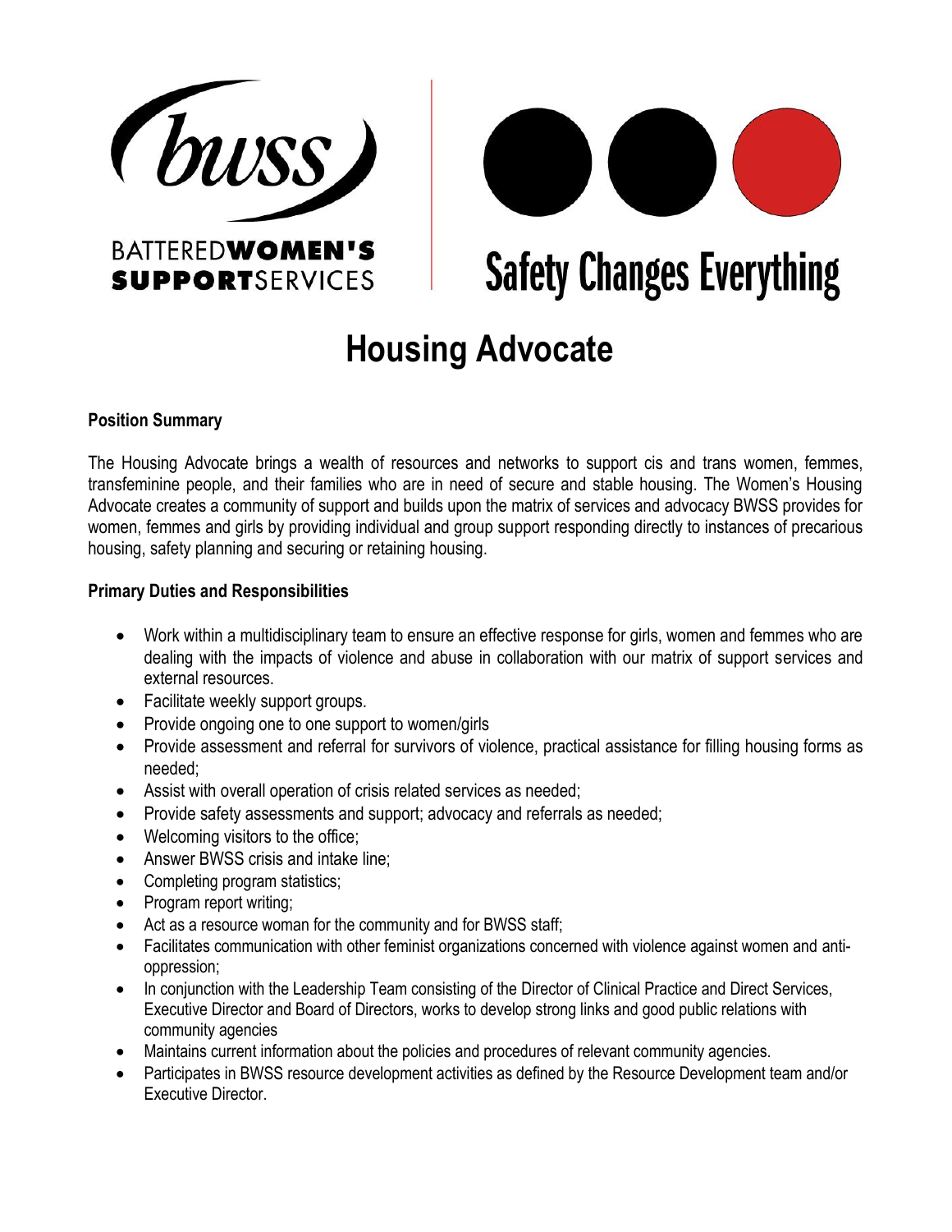BATTERED**WOMEN'S**
**SUPPORT**SERVICES

Safety Changes Everything

# Housing Advocate

**Position Summary**

The Housing Advocate brings a wealth of resources and networks to support cis and trans women, femmes, transfeminine people, and their families who are in need of secure and stable housing. The Women's Housing Advocate creates a community of support and builds upon the matrix of services and advocacy BWSS provides for women, femmes and girls by providing individual and group support responding directly to instances of precarious housing, safety planning and securing or retaining housing.

**Primary Duties and Responsibilities**

- Work within a multidisciplinary team to ensure an effective response for girls, women and femmes who are dealing with the impacts of violence and abuse in collaboration with our matrix of support services and external resources.
- Facilitate weekly support groups.
- Provide ongoing one to one support to women/girls
- Provide assessment and referral for survivors of violence, practical assistance for filling housing forms as needed;
- Assist with overall operation of crisis related services as needed;
- Provide safety assessments and support; advocacy and referrals as needed;
- Welcoming visitors to the office;
- Answer BWSS crisis and intake line;
- Completing program statistics;
- Program report writing;
- Act as a resource woman for the community and for BWSS staff;
- Facilitates communication with other feminist organizations concerned with violence against women and anti-oppression;
- In conjunction with the Leadership Team consisting of the Director of Clinical Practice and Direct Services, Executive Director and Board of Directors, works to develop strong links and good public relations with community agencies
- Maintains current information about the policies and procedures of relevant community agencies.
- Participates in BWSS resource development activities as defined by the Resource Development team and/or Executive Director.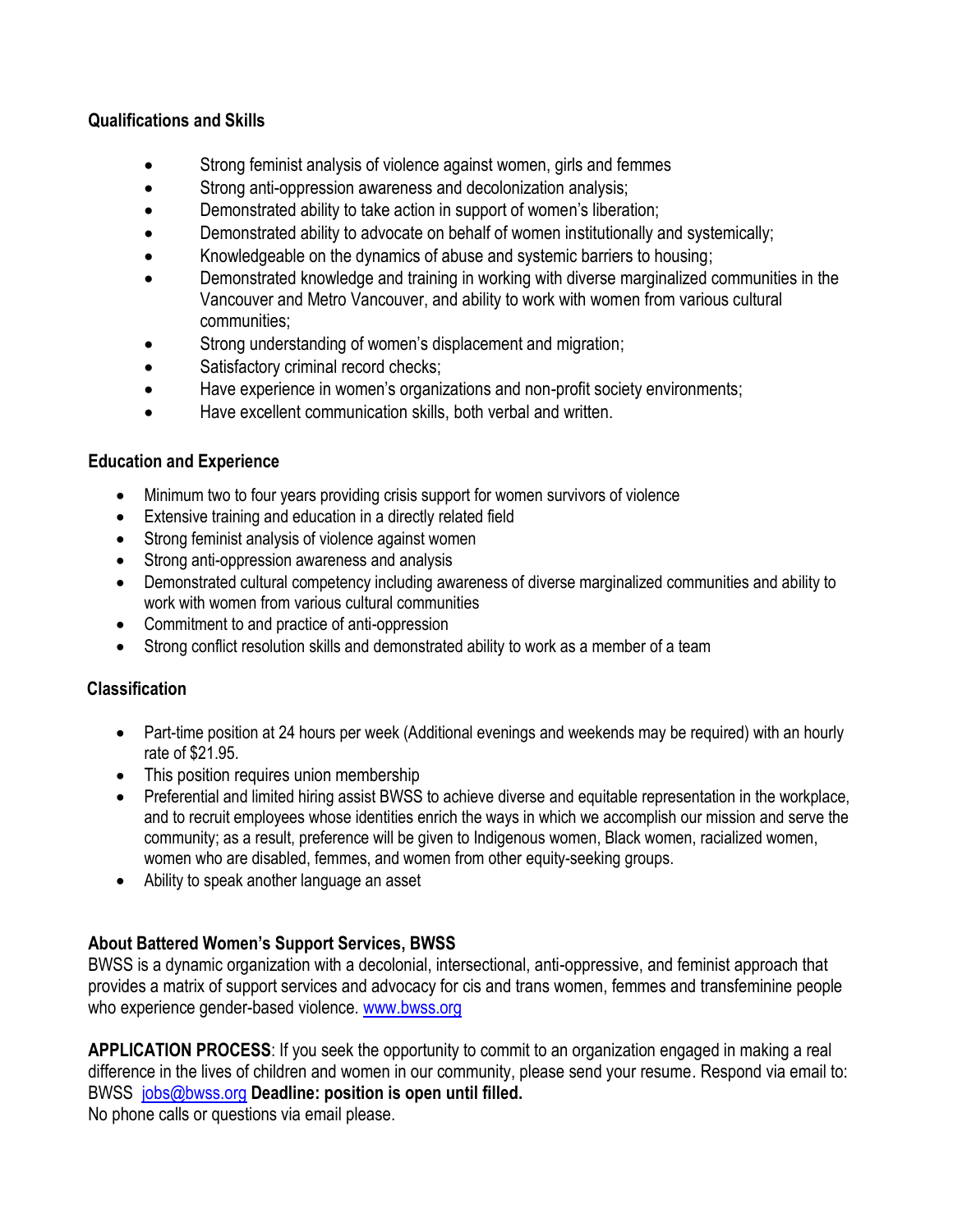**Qualifications and Skills**

- Strong feminist analysis of violence against women, girls and femmes
- Strong anti-oppression awareness and decolonization analysis;
- Demonstrated ability to take action in support of women's liberation;
- Demonstrated ability to advocate on behalf of women institutionally and systemically;
- Knowledgeable on the dynamics of abuse and systemic barriers to housing;
- Demonstrated knowledge and training in working with diverse marginalized communities in the Vancouver and Metro Vancouver, and ability to work with women from various cultural communities;
- Strong understanding of women's displacement and migration;
- Satisfactory criminal record checks;
- Have experience in women's organizations and non-profit society environments;
- Have excellent communication skills, both verbal and written.

**Education and Experience**

- Minimum two to four years providing crisis support for women survivors of violence
- Extensive training and education in a directly related field
- Strong feminist analysis of violence against women
- Strong anti-oppression awareness and analysis
- Demonstrated cultural competency including awareness of diverse marginalized communities and ability to work with women from various cultural communities
- Commitment to and practice of anti-oppression
- Strong conflict resolution skills and demonstrated ability to work as a member of a team

**Classification**

- Part-time position at 24 hours per week (Additional evenings and weekends may be required) with an hourly rate of $21.95.
- This position requires union membership
- Preferential and limited hiring assist BWSS to achieve diverse and equitable representation in the workplace, and to recruit employees whose identities enrich the ways in which we accomplish our mission and serve the community; as a result, preference will be given to Indigenous women, Black women, racialized women, women who are disabled, femmes, and women from other equity-seeking groups.
- Ability to speak another language an asset

**About Battered Women's Support Services, BWSS**
BWSS is a dynamic organization with a decolonial, intersectional, anti-oppressive, and feminist approach that provides a matrix of support services and advocacy for cis and trans women, femmes and transfeminine people who experience gender-based violence. www.bwss.org

**APPLICATION PROCESS**: If you seek the opportunity to commit to an organization engaged in making a real difference in the lives of children and women in our community, please send your resume. Respond via email to: BWSS jobs@bwss.org **Deadline: position is open until filled.**
No phone calls or questions via email please.